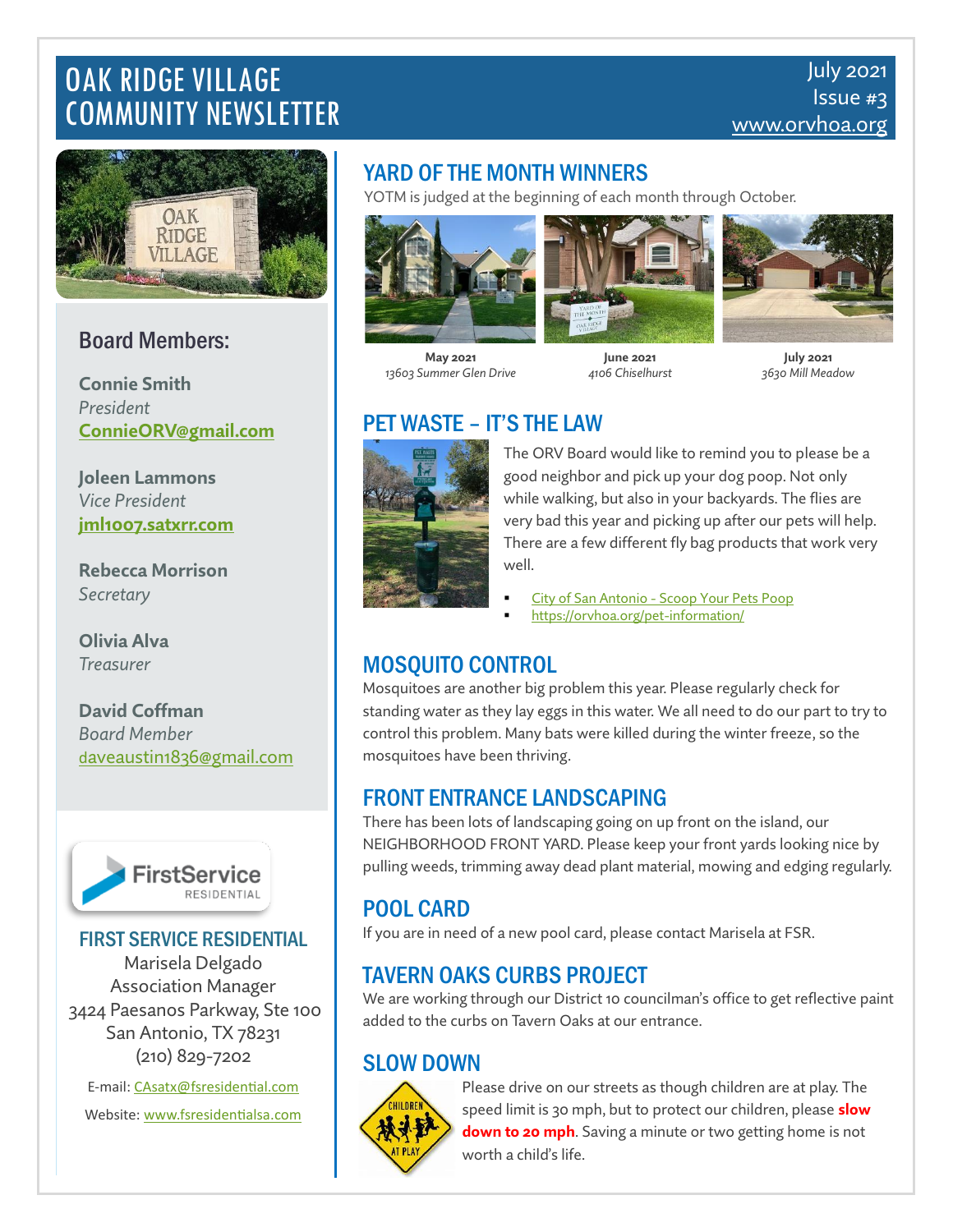# OAK RIDGE VILLAGE COMMUNITY NEWSLETTER

July 2021
Issue #3
www.orvhoa.org

## Board Members:

**Connie Smith**
*President*
**ConnieORV@gmail.com**

**Joleen Lammons**
*Vice President*
**jml1007.satxrr.com**

**Rebecca Morrison**
*Secretary*

**Olivia Alva**
*Treasurer*

**David Coffman**
*Board Member*
daveaustin1836@gmail.com

## FIRST SERVICE RESIDENTIAL

Marisela Delgado
Association Manager
3424 Paesanos Parkway, Ste 100
San Antonio, TX 78231
(210) 829-7202

E-mail: CAsatx@fsresidential.com

Website: www.fsresidentialsa.com

## YARD OF THE MONTH WINNERS

YOTM is judged at the beginning of each month through October.

**May 2021**
*13603 Summer Glen Drive*

**June 2021**
*4106 Chiselhurst*

**July 2021**
*3630 Mill Meadow*

## PET WASTE – IT'S THE LAW

The ORV Board would like to remind you to please be a good neighbor and pick up your dog poop. Not only while walking, but also in your backyards. The flies are very bad this year and picking up after our pets will help. There are a few different fly bag products that work very well.

- City of San Antonio - Scoop Your Pets Poop
- https://orvhoa.org/pet-information/

## MOSQUITO CONTROL

Mosquitoes are another big problem this year. Please regularly check for standing water as they lay eggs in this water. We all need to do our part to try to control this problem. Many bats were killed during the winter freeze, so the mosquitoes have been thriving.

## FRONT ENTRANCE LANDSCAPING

There has been lots of landscaping going on up front on the island, our NEIGHBORHOOD FRONT YARD. Please keep your front yards looking nice by pulling weeds, trimming away dead plant material, mowing and edging regularly.

## POOL CARD

If you are in need of a new pool card, please contact Marisela at FSR.

## TAVERN OAKS CURBS PROJECT

We are working through our District 10 councilman's office to get reflective paint added to the curbs on Tavern Oaks at our entrance.

## SLOW DOWN

Please drive on our streets as though children are at play. The speed limit is 30 mph, but to protect our children, please **slow down to 20 mph**. Saving a minute or two getting home is not worth a child's life.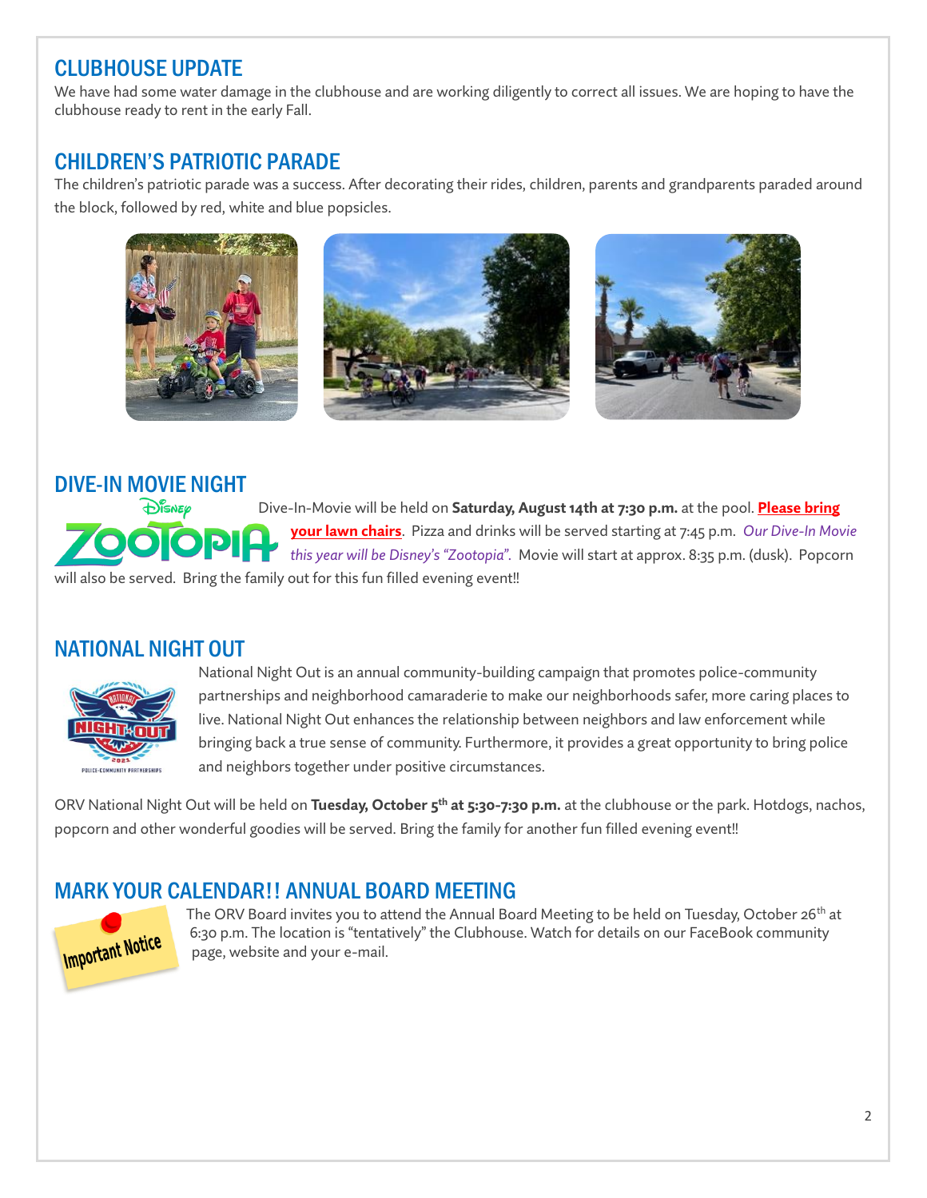## CLUBHOUSE UPDATE

We have had some water damage in the clubhouse and are working diligently to correct all issues. We are hoping to have the clubhouse ready to rent in the early Fall.

## CHILDREN'S PATRIOTIC PARADE

The children's patriotic parade was a success. After decorating their rides, children, parents and grandparents paraded around the block, followed by red, white and blue popsicles.

## DIVE-IN MOVIE NIGHT

Dive-In-Movie will be held on **Saturday, August 14th at 7:30 p.m.** at the pool. **Please bring your lawn chairs**. Pizza and drinks will be served starting at 7:45 p.m. *Our Dive-In Movie this year will be Disney's "Zootopia".* Movie will start at approx. 8:35 p.m. (dusk). Popcorn will also be served. Bring the family out for this fun filled evening event!!

## NATIONAL NIGHT OUT

National Night Out is an annual community-building campaign that promotes police-community partnerships and neighborhood camaraderie to make our neighborhoods safer, more caring places to live. National Night Out enhances the relationship between neighbors and law enforcement while bringing back a true sense of community. Furthermore, it provides a great opportunity to bring police and neighbors together under positive circumstances.

ORV National Night Out will be held on **Tuesday, October 5th at 5:30-7:30 p.m.** at the clubhouse or the park. Hotdogs, nachos, popcorn and other wonderful goodies will be served. Bring the family for another fun filled evening event!!

## MARK YOUR CALENDAR!! ANNUAL BOARD MEETING

Important Notice

The ORV Board invites you to attend the Annual Board Meeting to be held on Tuesday, October 26th at 6:30 p.m. The location is "tentatively" the Clubhouse. Watch for details on our FaceBook community page, website and your e-mail.